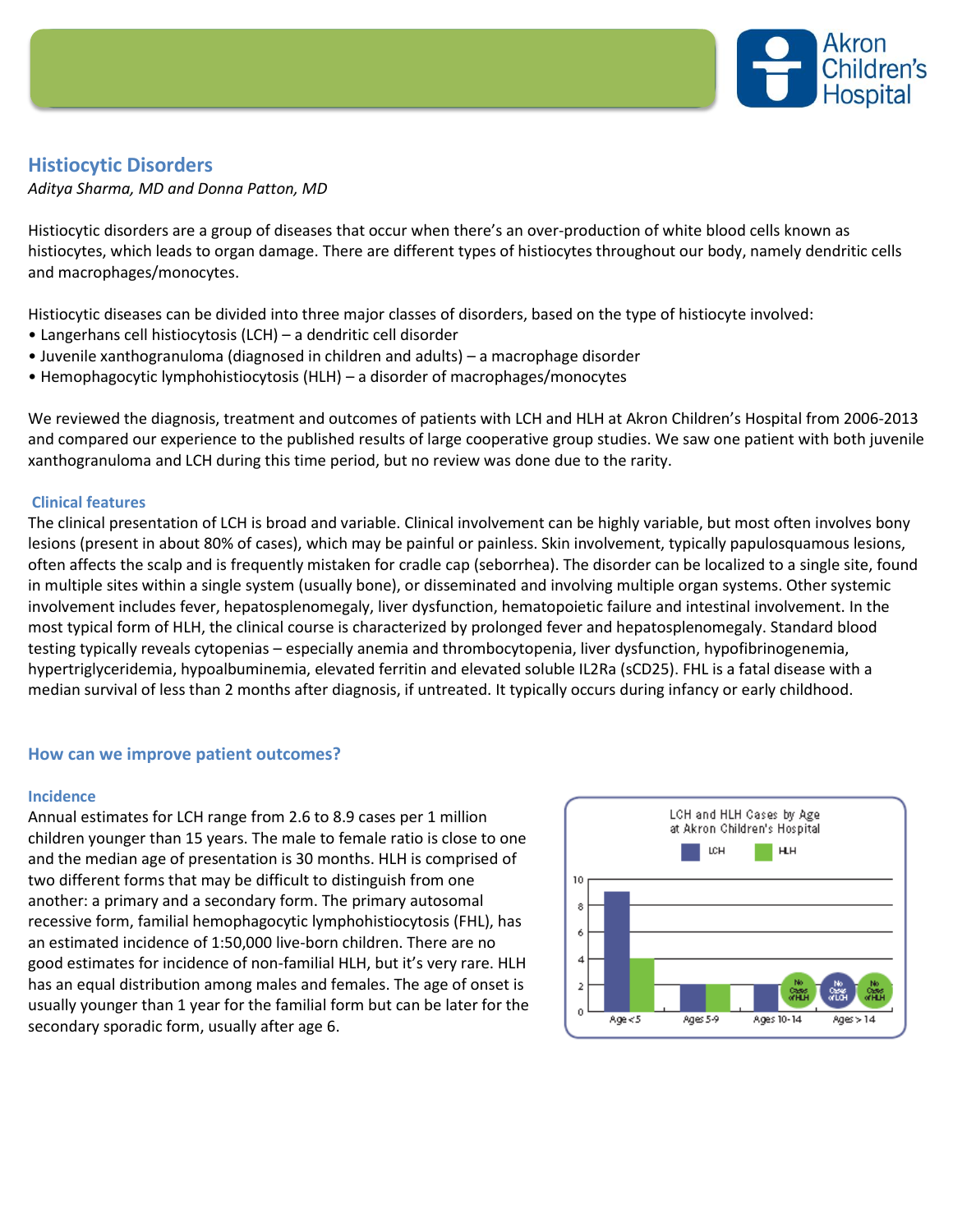## Histiocytic Disorders

*Aditya Sharma, MD and Donna Patton, MD*

Histiocytic disorders are a group of diseases that occur when there's an over-production of white blood cells known as histiocytes, which leads to organ damage. There are different types of histiocytes throughout our body, namely dendritic cells and macrophages/monocytes.

Histiocytic diseases can be divided into three major classes of disorders, based on the type of histiocyte involved:

- Langerhans cell histiocytosis (LCH) – a dendritic cell disorder
- Juvenile xanthogranuloma (diagnosed in children and adults) – a macrophage disorder
- Hemophagocytic lymphohistiocytosis (HLH) – a disorder of macrophages/monocytes

We reviewed the diagnosis, treatment and outcomes of patients with LCH and HLH at Akron Children's Hospital from 2006-2013 and compared our experience to the published results of large cooperative group studies. We saw one patient with both juvenile xanthogranuloma and LCH during this time period, but no review was done due to the rarity.

### Clinical features

The clinical presentation of LCH is broad and variable. Clinical involvement can be highly variable, but most often involves bony lesions (present in about 80% of cases), which may be painful or painless. Skin involvement, typically papulosquamous lesions, often affects the scalp and is frequently mistaken for cradle cap (seborrhea). The disorder can be localized to a single site, found in multiple sites within a single system (usually bone), or disseminated and involving multiple organ systems. Other systemic involvement includes fever, hepatosplenomegaly, liver dysfunction, hematopoietic failure and intestinal involvement. In the most typical form of HLH, the clinical course is characterized by prolonged fever and hepatosplenomegaly. Standard blood testing typically reveals cytopenias – especially anemia and thrombocytopenia, liver dysfunction, hypofibrinogenemia, hypertriglyceridemia, hypoalbuminemia, elevated ferritin and elevated soluble IL2Ra (sCD25). FHL is a fatal disease with a median survival of less than 2 months after diagnosis, if untreated. It typically occurs during infancy or early childhood.

## How can we improve patient outcomes?

### Incidence

Annual estimates for LCH range from 2.6 to 8.9 cases per 1 million children younger than 15 years. The male to female ratio is close to one and the median age of presentation is 30 months. HLH is comprised of two different forms that may be difficult to distinguish from one another: a primary and a secondary form. The primary autosomal recessive form, familial hemophagocytic lymphohistiocytosis (FHL), has an estimated incidence of 1:50,000 live-born children. There are no good estimates for incidence of non-familial HLH, but it's very rare. HLH has an equal distribution among males and females. The age of onset is usually younger than 1 year for the familial form but can be later for the secondary sporadic form, usually after age 6.

**LCH and HLH Cases by Age at Akron Children's Hospital**

| Age group | LCH | HLH |
|---|---|---|
| Age < 5 | 9 | 4 |
| Ages 5-9 | 2 | 2 |
| Ages 10-14 | 2 | No Cases of HLH |
| Ages > 14 | No Cases of LCH | No Cases of HLH |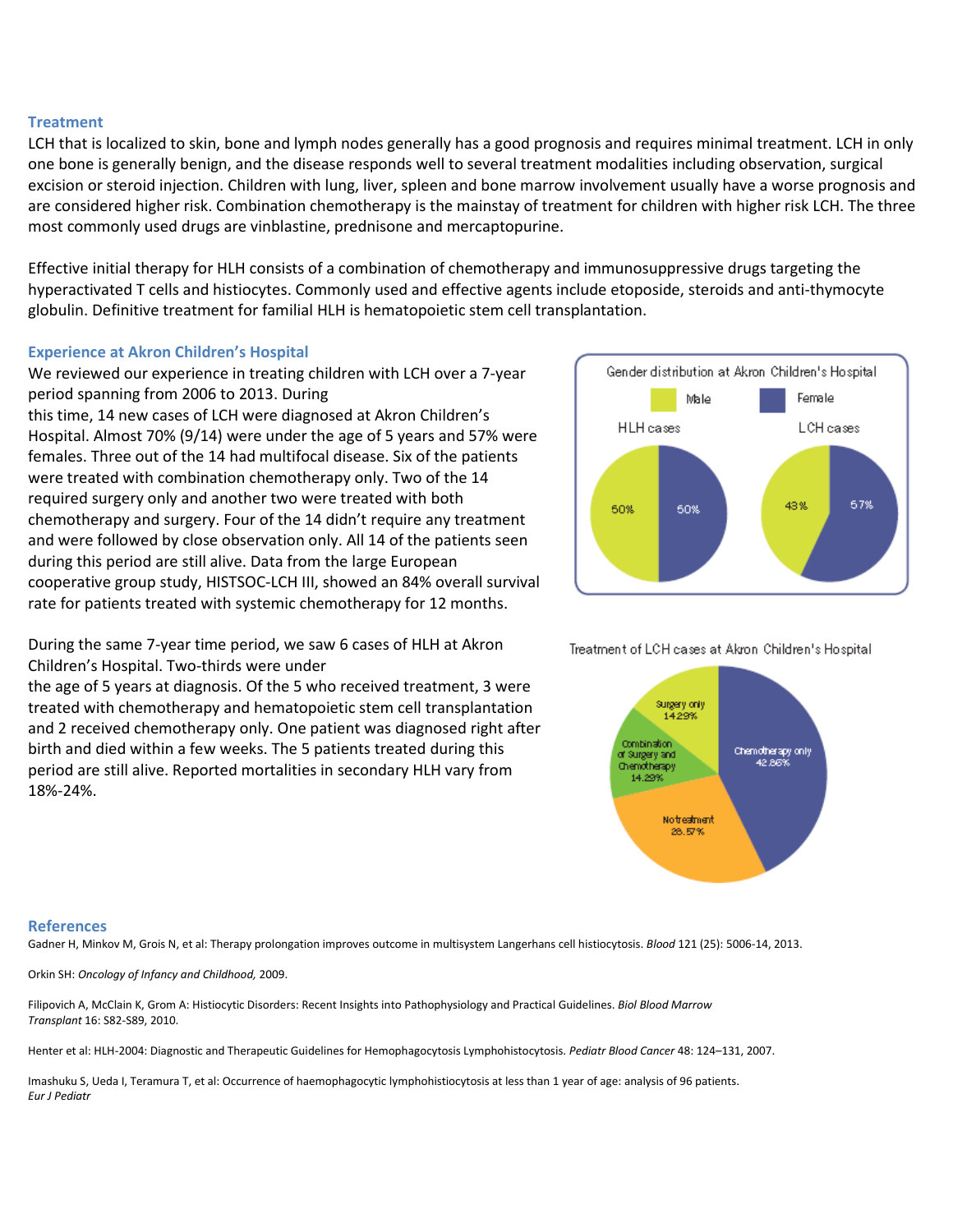### Treatment

LCH that is localized to skin, bone and lymph nodes generally has a good prognosis and requires minimal treatment. LCH in only one bone is generally benign, and the disease responds well to several treatment modalities including observation, surgical excision or steroid injection. Children with lung, liver, spleen and bone marrow involvement usually have a worse prognosis and are considered higher risk. Combination chemotherapy is the mainstay of treatment for children with higher risk LCH. The three most commonly used drugs are vinblastine, prednisone and mercaptopurine.

Effective initial therapy for HLH consists of a combination of chemotherapy and immunosuppressive drugs targeting the hyperactivated T cells and histiocytes. Commonly used and effective agents include etoposide, steroids and anti-thymocyte globulin. Definitive treatment for familial HLH is hematopoietic stem cell transplantation.

### Experience at Akron Children's Hospital

We reviewed our experience in treating children with LCH over a 7-year period spanning from 2006 to 2013. During this time, 14 new cases of LCH were diagnosed at Akron Children's Hospital. Almost 70% (9/14) were under the age of 5 years and 57% were females. Three out of the 14 had multifocal disease. Six of the patients were treated with combination chemotherapy only. Two of the 14 required surgery only and another two were treated with both chemotherapy and surgery. Four of the 14 didn't require any treatment and were followed by close observation only. All 14 of the patients seen during this period are still alive. Data from the large European cooperative group study, HISTSOC-LCH III, showed an 84% overall survival rate for patients treated with systemic chemotherapy for 12 months.

During the same 7-year time period, we saw 6 cases of HLH at Akron Children's Hospital. Two-thirds were under the age of 5 years at diagnosis. Of the 5 who received treatment, 3 were treated with chemotherapy and hematopoietic stem cell transplantation and 2 received chemotherapy only. One patient was diagnosed right after birth and died within a few weeks. The 5 patients treated during this period are still alive. Reported mortalities in secondary HLH vary from 18%-24%.

Gender distribution at Akron Children's Hospital

Male
Female

HLH cases
50%
50%

LCH cases
43%
57%

Treatment of LCH cases at Akron Children's Hospital

Surgery only
14.29%

Combination of Surgery and Chemotherapy
14.29%

Chemotherapy only
42.86%

No treatment
28.57%

### References

Gadner H, Minkov M, Grois N, et al: Therapy prolongation improves outcome in multisystem Langerhans cell histiocytosis. *Blood* 121 (25): 5006-14, 2013.

Orkin SH: *Oncology of Infancy and Childhood,* 2009.

Filipovich A, McClain K, Grom A: Histiocytic Disorders: Recent Insights into Pathophysiology and Practical Guidelines. *Biol Blood Marrow Transplant* 16: S82-S89, 2010.

Henter et al: HLH-2004: Diagnostic and Therapeutic Guidelines for Hemophagocytosis Lymphohistocytosis. *Pediatr Blood Cancer* 48: 124–131, 2007.

Imashuku S, Ueda I, Teramura T, et al: Occurrence of haemophagocytic lymphohistiocytosis at less than 1 year of age: analysis of 96 patients. *Eur J Pediatr*